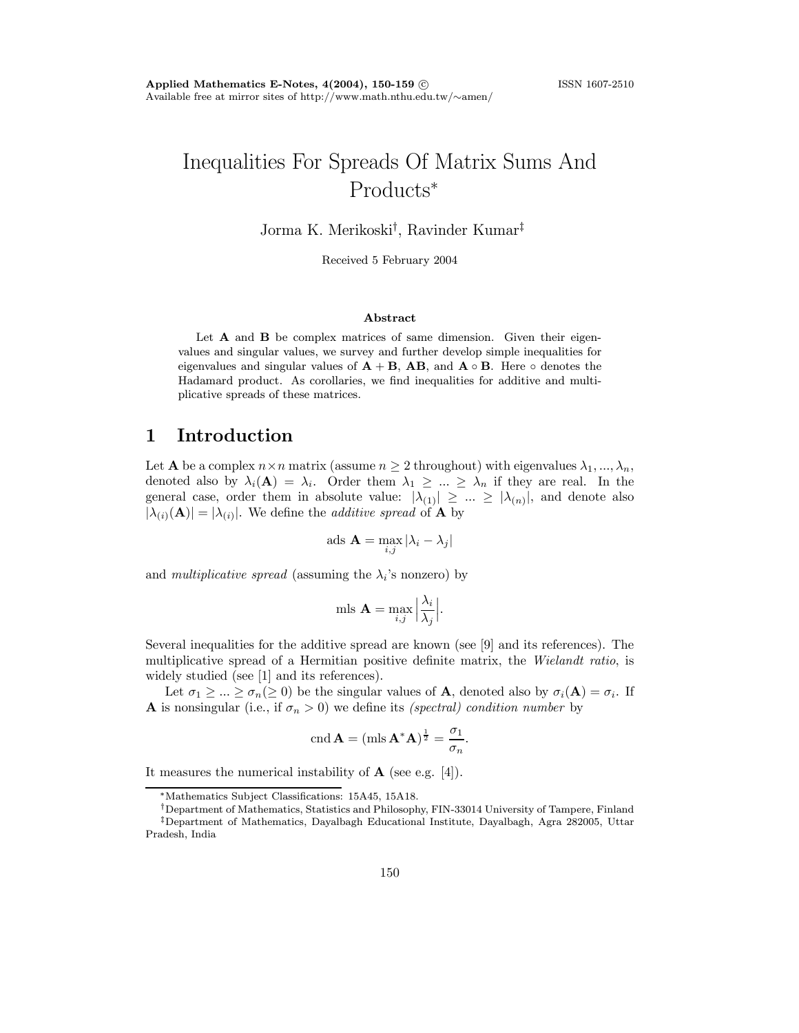# Inequalities For Spreads Of Matrix Sums And Products*

Jorma K. Merikoski[†], Ravinder Kumar[‡]

Received 5 February 2004

### Abstract

Let $\mathbf{A}$ and $\mathbf{B}$ be complex matrices of same dimension. Given their eigenvalues and singular values, we survey and further develop simple inequalities for eigenvalues and singular values of $\mathbf{A}+\mathbf{B}$, $\mathbf{AB}$, and $\mathbf{A}\circ\mathbf{B}$. Here $\circ$ denotes the Hadamard product. As corollaries, we find inequalities for additive and multiplicative spreads of these matrices.

## 1 Introduction

Let $\mathbf{A}$ be a complex $n\times n$ matrix (assume $n\geq 2$ throughout) with eigenvalues $\lambda_1,...,\lambda_n$, denoted also by $\lambda_i(\mathbf{A})=\lambda_i$. Order them $\lambda_1\geq...\geq\lambda_n$ if they are real. In the general case, order them in absolute value: $|\lambda_{(1)}|\geq...\geq|\lambda_{(n)}|$, and denote also $|\lambda_{(i)}(\mathbf{A})|=|\lambda_{(i)}|$. We define the *additive spread* of $\mathbf{A}$ by

$$\text{ads } \mathbf{A}=\max_{i,j}|\lambda_i-\lambda_j|$$

and *multiplicative spread* (assuming the $\lambda_i$'s nonzero) by

$$\text{mls } \mathbf{A}=\max_{i,j}\Big|\frac{\lambda_i}{\lambda_j}\Big|.$$

Several inequalities for the additive spread are known (see [9] and its references). The multiplicative spread of a Hermitian positive definite matrix, the *Wielandt ratio*, is widely studied (see [1] and its references).

Let $\sigma_1\geq...\geq\sigma_n(\geq 0)$ be the singular values of $\mathbf{A}$, denoted also by $\sigma_i(\mathbf{A})=\sigma_i$. If $\mathbf{A}$ is nonsingular (i.e., if $\sigma_n>0$) we define its *(spectral) condition number* by

$$\text{cnd } \mathbf{A}=(\text{mls } \mathbf{A}^*\mathbf{A})^{\frac{1}{2}}=\frac{\sigma_1}{\sigma_n}.$$

It measures the numerical instability of $\mathbf{A}$ (see e.g. [4]).

*Mathematics Subject Classifications: 15A45, 15A18.

[†]Department of Mathematics, Statistics and Philosophy, FIN-33014 University of Tampere, Finland

[‡]Department of Mathematics, Dayalbagh Educational Institute, Dayalbagh, Agra 282005, Uttar Pradesh, India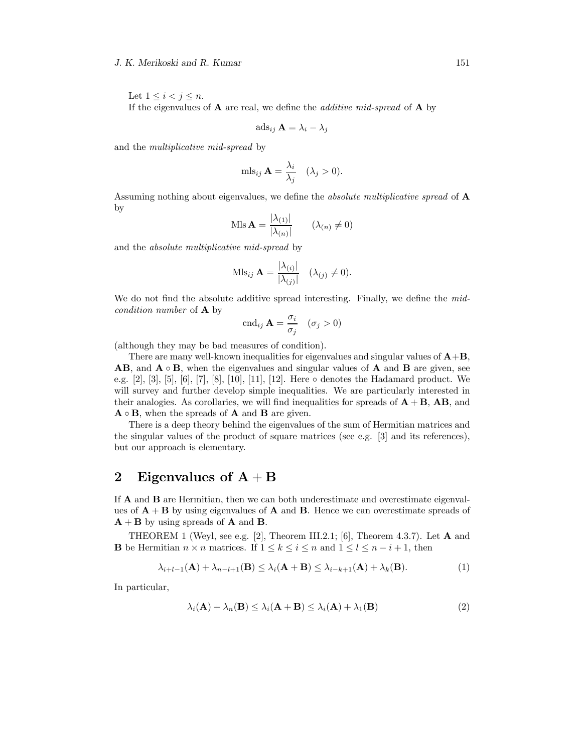Let $1 \le i < j \le n$.

If the eigenvalues of $\mathbf{A}$ are real, we define the *additive mid-spread* of $\mathbf{A}$ by

$$\operatorname{ads}_{ij} \mathbf{A} = \lambda_i - \lambda_j$$

and the *multiplicative mid-spread* by

$$\operatorname{mls}_{ij} \mathbf{A} = \frac{\lambda_i}{\lambda_j} \quad (\lambda_j > 0).$$

Assuming nothing about eigenvalues, we define the *absolute multiplicative spread* of $\mathbf{A}$ by

$$\operatorname{Mls} \mathbf{A} = \frac{|\lambda_{(1)}|}{|\lambda_{(n)}|} \qquad (\lambda_{(n)} \neq 0)$$

and the *absolute multiplicative mid-spread* by

$$\operatorname{Mls}_{ij} \mathbf{A} = \frac{|\lambda_{(i)}|}{|\lambda_{(j)}|} \quad (\lambda_{(j)} \neq 0).$$

We do not find the absolute additive spread interesting. Finally, we define the *mid-condition number* of $\mathbf{A}$ by

$$\operatorname{cnd}_{ij} \mathbf{A} = \frac{\sigma_i}{\sigma_j} \quad (\sigma_j > 0)$$

(although they may be bad measures of condition).

There are many well-known inequalities for eigenvalues and singular values of $\mathbf{A}+\mathbf{B}$, $\mathbf{AB}$, and $\mathbf{A} \circ \mathbf{B}$, when the eigenvalues and singular values of $\mathbf{A}$ and $\mathbf{B}$ are given, see e.g. [2], [3], [5], [6], [7], [8], [10], [11], [12]. Here $\circ$ denotes the Hadamard product. We will survey and further develop simple inequalities. We are particularly interested in their analogies. As corollaries, we will find inequalities for spreads of $\mathbf{A}+\mathbf{B}$, $\mathbf{AB}$, and $\mathbf{A} \circ \mathbf{B}$, when the spreads of $\mathbf{A}$ and $\mathbf{B}$ are given.

There is a deep theory behind the eigenvalues of the sum of Hermitian matrices and the singular values of the product of square matrices (see e.g. [3] and its references), but our approach is elementary.

## 2 Eigenvalues of $\mathbf{A}+\mathbf{B}$

If $\mathbf{A}$ and $\mathbf{B}$ are Hermitian, then we can both underestimate and overestimate eigenvalues of $\mathbf{A}+\mathbf{B}$ by using eigenvalues of $\mathbf{A}$ and $\mathbf{B}$. Hence we can overestimate spreads of $\mathbf{A}+\mathbf{B}$ by using spreads of $\mathbf{A}$ and $\mathbf{B}$.

THEOREM 1 (Weyl, see e.g. [2], Theorem III.2.1; [6], Theorem 4.3.7). Let $\mathbf{A}$ and $\mathbf{B}$ be Hermitian $n \times n$ matrices. If $1 \le k \le i \le n$ and $1 \le l \le n-i+1$, then

$$\lambda_{i+l-1}(\mathbf{A}) + \lambda_{n-l+1}(\mathbf{B}) \le \lambda_i(\mathbf{A}+\mathbf{B}) \le \lambda_{i-k+1}(\mathbf{A}) + \lambda_k(\mathbf{B}). \tag{1}$$

In particular,

$$\lambda_i(\mathbf{A}) + \lambda_n(\mathbf{B}) \le \lambda_i(\mathbf{A}+\mathbf{B}) \le \lambda_i(\mathbf{A}) + \lambda_1(\mathbf{B}) \tag{2}$$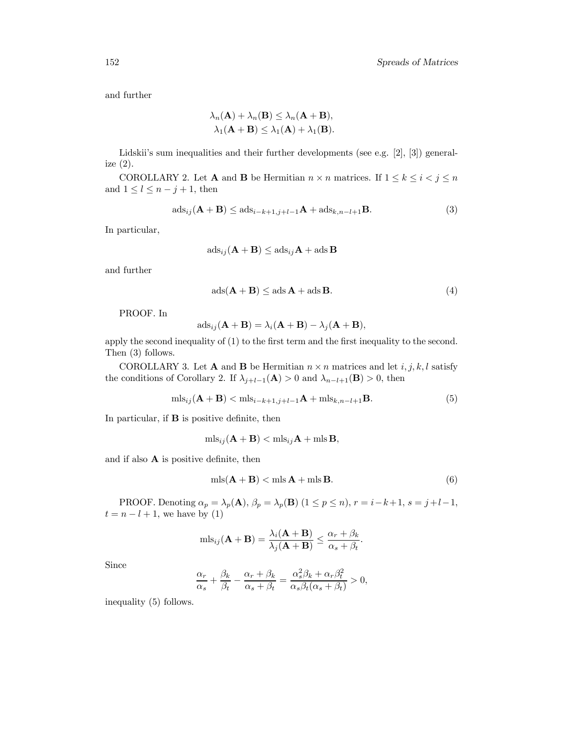and further

$$
\begin{aligned}
\lambda_n(\mathbf{A}) + \lambda_n(\mathbf{B}) &\le \lambda_n(\mathbf{A}+\mathbf{B}),\\
\lambda_1(\mathbf{A}+\mathbf{B}) &\le \lambda_1(\mathbf{A}) + \lambda_1(\mathbf{B}).
\end{aligned}
$$

Lidskii's sum inequalities and their further developments (see e.g. [2], [3]) generalize (2).

COROLLARY 2. Let $\mathbf{A}$ and $\mathbf{B}$ be Hermitian $n \times n$ matrices. If $1 \le k \le i < j \le n$ and $1 \le l \le n - j + 1$, then

$$
\operatorname{ads}_{ij}(\mathbf{A}+\mathbf{B}) \le \operatorname{ads}_{i-k+1,j+l-1}\mathbf{A} + \operatorname{ads}_{k,n-l+1}\mathbf{B}. \tag{3}
$$

In particular,

$$
\operatorname{ads}_{ij}(\mathbf{A}+\mathbf{B}) \le \operatorname{ads}_{ij}\mathbf{A} + \operatorname{ads}\mathbf{B}
$$

and further

$$
\operatorname{ads}(\mathbf{A}+\mathbf{B}) \le \operatorname{ads}\mathbf{A} + \operatorname{ads}\mathbf{B}. \tag{4}
$$

PROOF. In

$$
\operatorname{ads}_{ij}(\mathbf{A}+\mathbf{B}) = \lambda_i(\mathbf{A}+\mathbf{B}) - \lambda_j(\mathbf{A}+\mathbf{B}),
$$

apply the second inequality of (1) to the first term and the first inequality to the second. Then (3) follows.

COROLLARY 3. Let $\mathbf{A}$ and $\mathbf{B}$ be Hermitian $n \times n$ matrices and let $i, j, k, l$ satisfy the conditions of Corollary 2. If $\lambda_{j+l-1}(\mathbf{A}) > 0$ and $\lambda_{n-l+1}(\mathbf{B}) > 0$, then

$$
\operatorname{mls}_{ij}(\mathbf{A}+\mathbf{B}) < \operatorname{mls}_{i-k+1,j+l-1}\mathbf{A} + \operatorname{mls}_{k,n-l+1}\mathbf{B}. \tag{5}
$$

In particular, if $\mathbf{B}$ is positive definite, then

$$
\operatorname{mls}_{ij}(\mathbf{A}+\mathbf{B}) < \operatorname{mls}_{ij}\mathbf{A} + \operatorname{mls}\mathbf{B},
$$

and if also $\mathbf{A}$ is positive definite, then

$$
\operatorname{mls}(\mathbf{A}+\mathbf{B}) < \operatorname{mls}\mathbf{A} + \operatorname{mls}\mathbf{B}. \tag{6}
$$

PROOF. Denoting $\alpha_p = \lambda_p(\mathbf{A})$, $\beta_p = \lambda_p(\mathbf{B})$ $(1 \le p \le n)$, $r = i-k+1$, $s = j+l-1$, $t = n-l+1$, we have by (1)

$$
\operatorname{mls}_{ij}(\mathbf{A}+\mathbf{B}) = \frac{\lambda_i(\mathbf{A}+\mathbf{B})}{\lambda_j(\mathbf{A}+\mathbf{B})} \le \frac{\alpha_r + \beta_k}{\alpha_s + \beta_t}.
$$

Since

$$
\frac{\alpha_r}{\alpha_s} + \frac{\beta_k}{\beta_t} - \frac{\alpha_r + \beta_k}{\alpha_s + \beta_t} = \frac{\alpha_s^2 \beta_k + \alpha_r \beta_t^2}{\alpha_s \beta_t (\alpha_s + \beta_t)} > 0,
$$

inequality (5) follows.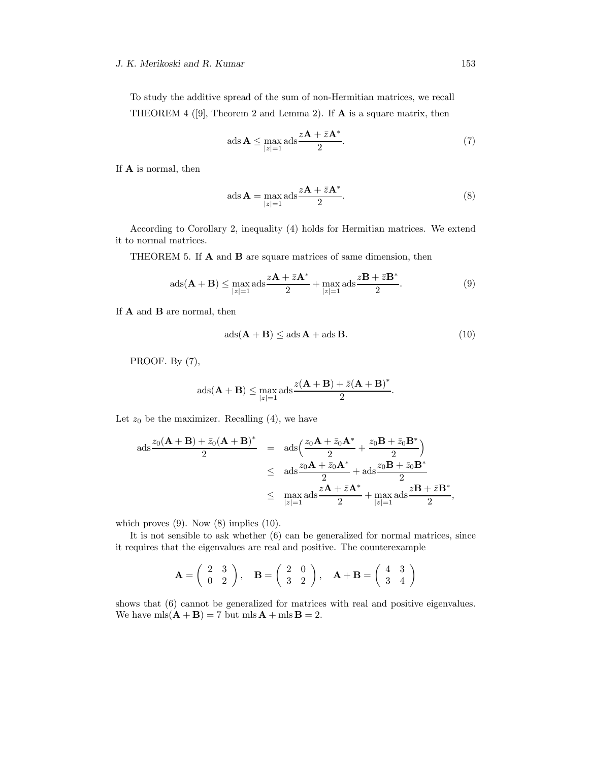To study the additive spread of the sum of non-Hermitian matrices, we recall

THEOREM 4 ([9], Theorem 2 and Lemma 2). If $\mathbf{A}$ is a square matrix, then

$$\operatorname{ads}\mathbf{A} \leq \max_{|z|=1} \operatorname{ads}\frac{z\mathbf{A} + \bar{z}\mathbf{A}^*}{2}. \tag{7}$$

If $\mathbf{A}$ is normal, then

$$\operatorname{ads}\mathbf{A} = \max_{|z|=1} \operatorname{ads}\frac{z\mathbf{A} + \bar{z}\mathbf{A}^*}{2}. \tag{8}$$

According to Corollary 2, inequality (4) holds for Hermitian matrices. We extend it to normal matrices.

THEOREM 5. If $\mathbf{A}$ and $\mathbf{B}$ are square matrices of same dimension, then

$$\operatorname{ads}(\mathbf{A} + \mathbf{B}) \leq \max_{|z|=1} \operatorname{ads}\frac{z\mathbf{A} + \bar{z}\mathbf{A}^*}{2} + \max_{|z|=1} \operatorname{ads}\frac{z\mathbf{B} + \bar{z}\mathbf{B}^*}{2}. \tag{9}$$

If $\mathbf{A}$ and $\mathbf{B}$ are normal, then

$$\operatorname{ads}(\mathbf{A} + \mathbf{B}) \leq \operatorname{ads}\mathbf{A} + \operatorname{ads}\mathbf{B}. \tag{10}$$

PROOF. By (7),

$$\operatorname{ads}(\mathbf{A} + \mathbf{B}) \leq \max_{|z|=1} \operatorname{ads}\frac{z(\mathbf{A} + \mathbf{B}) + \bar{z}(\mathbf{A} + \mathbf{B})^*}{2}.$$

Let $z_0$ be the maximizer. Recalling (4), we have

$$\begin{aligned}
\operatorname{ads}\frac{z_0(\mathbf{A} + \mathbf{B}) + \bar{z}_0(\mathbf{A} + \mathbf{B})^*}{2} &= \operatorname{ads}\Big(\frac{z_0\mathbf{A} + \bar{z}_0\mathbf{A}^*}{2} + \frac{z_0\mathbf{B} + \bar{z}_0\mathbf{B}^*}{2}\Big) \\
&\leq \operatorname{ads}\frac{z_0\mathbf{A} + \bar{z}_0\mathbf{A}^*}{2} + \operatorname{ads}\frac{z_0\mathbf{B} + \bar{z}_0\mathbf{B}^*}{2} \\
&\leq \max_{|z|=1} \operatorname{ads}\frac{z\mathbf{A} + \bar{z}\mathbf{A}^*}{2} + \max_{|z|=1} \operatorname{ads}\frac{z\mathbf{B} + \bar{z}\mathbf{B}^*}{2},
\end{aligned}$$

which proves (9). Now (8) implies (10).

It is not sensible to ask whether (6) can be generalized for normal matrices, since it requires that the eigenvalues are real and positive. The counterexample

$$\mathbf{A} = \begin{pmatrix} 2 & 3 \\ 0 & 2 \end{pmatrix}, \quad \mathbf{B} = \begin{pmatrix} 2 & 0 \\ 3 & 2 \end{pmatrix}, \quad \mathbf{A} + \mathbf{B} = \begin{pmatrix} 4 & 3 \\ 3 & 4 \end{pmatrix}$$

shows that (6) cannot be generalized for matrices with real and positive eigenvalues. We have $\operatorname{mls}(\mathbf{A} + \mathbf{B}) = 7$ but $\operatorname{mls}\mathbf{A} + \operatorname{mls}\mathbf{B} = 2$.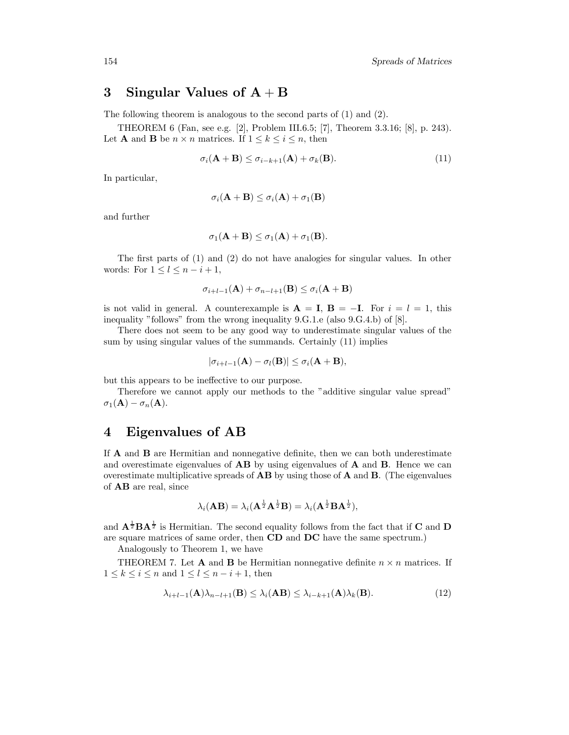## 3 Singular Values of $\mathbf{A}+\mathbf{B}$

The following theorem is analogous to the second parts of (1) and (2).

THEOREM 6 (Fan, see e.g. [2], Problem III.6.5; [7], Theorem 3.3.16; [8], p. 243). Let $\mathbf{A}$ and $\mathbf{B}$ be $n \times n$ matrices. If $1 \le k \le i \le n$, then

$$\sigma_i(\mathbf{A}+\mathbf{B}) \le \sigma_{i-k+1}(\mathbf{A}) + \sigma_k(\mathbf{B}). \tag{11}$$

In particular,

$$\sigma_i(\mathbf{A}+\mathbf{B}) \le \sigma_i(\mathbf{A}) + \sigma_1(\mathbf{B})$$

and further

$$\sigma_1(\mathbf{A}+\mathbf{B}) \le \sigma_1(\mathbf{A}) + \sigma_1(\mathbf{B}).$$

The first parts of (1) and (2) do not have analogies for singular values. In other words: For $1 \le l \le n-i+1$,

$$\sigma_{i+l-1}(\mathbf{A}) + \sigma_{n-l+1}(\mathbf{B}) \le \sigma_i(\mathbf{A}+\mathbf{B})$$

is not valid in general. A counterexample is $\mathbf{A} = \mathbf{I}$, $\mathbf{B} = -\mathbf{I}$. For $i = l = 1$, this inequality "follows" from the wrong inequality 9.G.1.e (also 9.G.4.b) of [8].

There does not seem to be any good way to underestimate singular values of the sum by using singular values of the summands. Certainly (11) implies

$$|\sigma_{i+l-1}(\mathbf{A}) - \sigma_l(\mathbf{B})| \le \sigma_i(\mathbf{A}+\mathbf{B}),$$

but this appears to be ineffective to our purpose.

Therefore we cannot apply our methods to the "additive singular value spread" $\sigma_1(\mathbf{A}) - \sigma_n(\mathbf{A})$.

## 4 Eigenvalues of $\mathbf{AB}$

If $\mathbf{A}$ and $\mathbf{B}$ are Hermitian and nonnegative definite, then we can both underestimate and overestimate eigenvalues of $\mathbf{AB}$ by using eigenvalues of $\mathbf{A}$ and $\mathbf{B}$. Hence we can overestimate multiplicative spreads of $\mathbf{AB}$ by using those of $\mathbf{A}$ and $\mathbf{B}$. (The eigenvalues of $\mathbf{AB}$ are real, since

$$\lambda_i(\mathbf{AB}) = \lambda_i(\mathbf{A}^{\frac{1}{2}}\mathbf{A}^{\frac{1}{2}}\mathbf{B}) = \lambda_i(\mathbf{A}^{\frac{1}{2}}\mathbf{B}\mathbf{A}^{\frac{1}{2}}),$$

and $\mathbf{A}^{\frac{1}{2}}\mathbf{B}\mathbf{A}^{\frac{1}{2}}$ is Hermitian. The second equality follows from the fact that if $\mathbf{C}$ and $\mathbf{D}$ are square matrices of same order, then $\mathbf{CD}$ and $\mathbf{DC}$ have the same spectrum.)

Analogously to Theorem 1, we have

THEOREM 7. Let $\mathbf{A}$ and $\mathbf{B}$ be Hermitian nonnegative definite $n \times n$ matrices. If $1 \le k \le i \le n$ and $1 \le l \le n-i+1$, then

$$\lambda_{i+l-1}(\mathbf{A})\lambda_{n-l+1}(\mathbf{B}) \le \lambda_i(\mathbf{AB}) \le \lambda_{i-k+1}(\mathbf{A})\lambda_k(\mathbf{B}). \tag{12}$$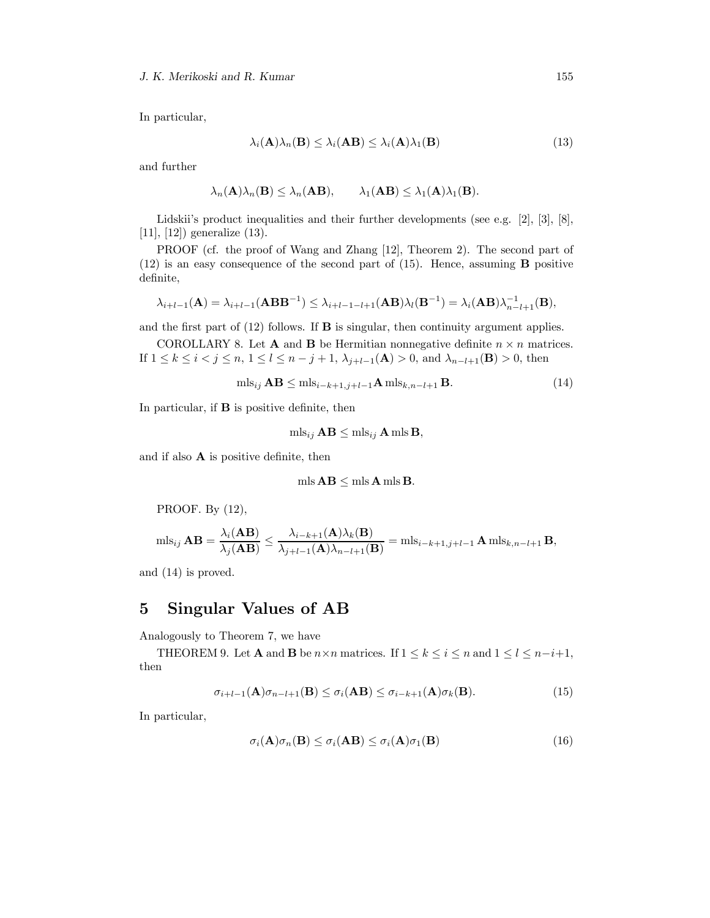In particular,

$$\lambda_i(\mathbf{A})\lambda_n(\mathbf{B}) \le \lambda_i(\mathbf{AB}) \le \lambda_i(\mathbf{A})\lambda_1(\mathbf{B}) \tag{13}$$

and further

$$\lambda_n(\mathbf{A})\lambda_n(\mathbf{B}) \le \lambda_n(\mathbf{AB}), \qquad \lambda_1(\mathbf{AB}) \le \lambda_1(\mathbf{A})\lambda_1(\mathbf{B}).$$

Lidskii's product inequalities and their further developments (see e.g. [2], [3], [8], [11], [12]) generalize (13).

PROOF (cf. the proof of Wang and Zhang [12], Theorem 2). The second part of (12) is an easy consequence of the second part of (15). Hence, assuming $\mathbf{B}$ positive definite,

$$\lambda_{i+l-1}(\mathbf{A}) = \lambda_{i+l-1}(\mathbf{ABB}^{-1}) \le \lambda_{i+l-1-l+1}(\mathbf{AB})\lambda_l(\mathbf{B}^{-1}) = \lambda_i(\mathbf{AB})\lambda_{n-l+1}^{-1}(\mathbf{B}),$$

and the first part of (12) follows. If $\mathbf{B}$ is singular, then continuity argument applies.

COROLLARY 8. Let $\mathbf{A}$ and $\mathbf{B}$ be Hermitian nonnegative definite $n \times n$ matrices. If $1 \le k \le i < j \le n$, $1 \le l \le n-j+1$, $\lambda_{j+l-1}(\mathbf{A}) > 0$, and $\lambda_{n-l+1}(\mathbf{B}) > 0$, then

$$\text{mls}_{ij}\,\mathbf{AB} \le \text{mls}_{i-k+1,j+l-1}\mathbf{A}\,\text{mls}_{k,n-l+1}\,\mathbf{B}. \tag{14}$$

In particular, if $\mathbf{B}$ is positive definite, then

$$\text{mls}_{ij}\,\mathbf{AB} \le \text{mls}_{ij}\,\mathbf{A}\,\text{mls}\,\mathbf{B},$$

and if also $\mathbf{A}$ is positive definite, then

$$\text{mls}\,\mathbf{AB} \le \text{mls}\,\mathbf{A}\,\text{mls}\,\mathbf{B}.$$

PROOF. By (12),

$$\text{mls}_{ij}\,\mathbf{AB} = \frac{\lambda_i(\mathbf{AB})}{\lambda_j(\mathbf{AB})} \le \frac{\lambda_{i-k+1}(\mathbf{A})\lambda_k(\mathbf{B})}{\lambda_{j+l-1}(\mathbf{A})\lambda_{n-l+1}(\mathbf{B})} = \text{mls}_{i-k+1,j+l-1}\,\mathbf{A}\,\text{mls}_{k,n-l+1}\,\mathbf{B},$$

and (14) is proved.

## 5 Singular Values of AB

Analogously to Theorem 7, we have

THEOREM 9. Let $\mathbf{A}$ and $\mathbf{B}$ be $n \times n$ matrices. If $1 \le k \le i \le n$ and $1 \le l \le n-i+1$, then

$$\sigma_{i+l-1}(\mathbf{A})\sigma_{n-l+1}(\mathbf{B}) \le \sigma_i(\mathbf{AB}) \le \sigma_{i-k+1}(\mathbf{A})\sigma_k(\mathbf{B}). \tag{15}$$

In particular,

$$\sigma_i(\mathbf{A})\sigma_n(\mathbf{B}) \le \sigma_i(\mathbf{AB}) \le \sigma_i(\mathbf{A})\sigma_1(\mathbf{B}) \tag{16}$$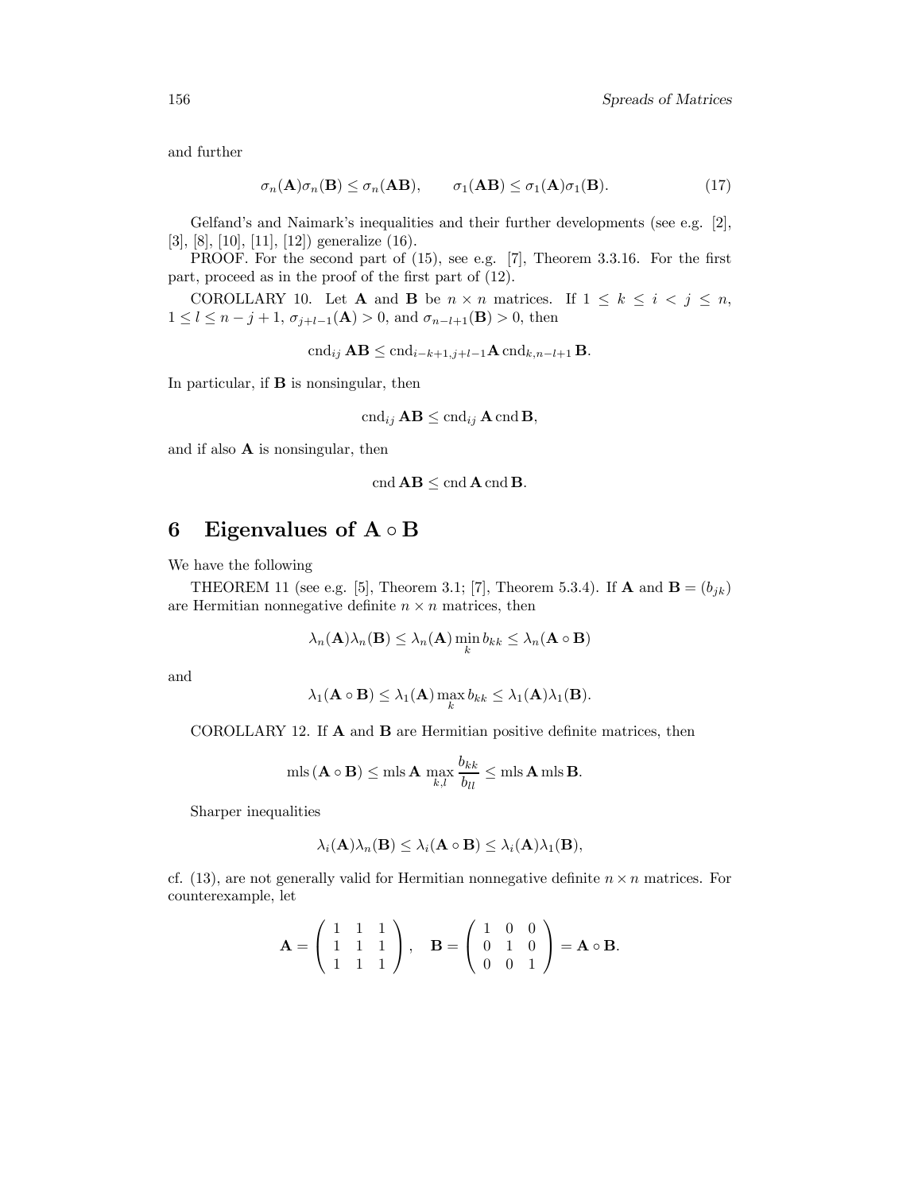and further

$$\sigma_n(\mathbf{A})\sigma_n(\mathbf{B}) \leq \sigma_n(\mathbf{AB}), \qquad \sigma_1(\mathbf{AB}) \leq \sigma_1(\mathbf{A})\sigma_1(\mathbf{B}). \tag{17}$$

Gelfand's and Naimark's inequalities and their further developments (see e.g. [2], [3], [8], [10], [11], [12]) generalize (16).

PROOF. For the second part of (15), see e.g. [7], Theorem 3.3.16. For the first part, proceed as in the proof of the first part of (12).

COROLLARY 10. Let $\mathbf{A}$ and $\mathbf{B}$ be $n \times n$ matrices. If $1 \leq k \leq i < j \leq n$, $1 \leq l \leq n - j + 1$, $\sigma_{j+l-1}(\mathbf{A}) > 0$, and $\sigma_{n-l+1}(\mathbf{B}) > 0$, then

$$\operatorname{cnd}_{ij} \mathbf{AB} \leq \operatorname{cnd}_{i-k+1,j+l-1} \mathbf{A} \operatorname{cnd}_{k,n-l+1} \mathbf{B}.$$

In particular, if $\mathbf{B}$ is nonsingular, then

$$\operatorname{cnd}_{ij} \mathbf{AB} \leq \operatorname{cnd}_{ij} \mathbf{A} \operatorname{cnd} \mathbf{B},$$

and if also $\mathbf{A}$ is nonsingular, then

$$\operatorname{cnd} \mathbf{AB} \leq \operatorname{cnd} \mathbf{A} \operatorname{cnd} \mathbf{B}.$$

## 6 Eigenvalues of $\mathbf{A} \circ \mathbf{B}$

We have the following

THEOREM 11 (see e.g. [5], Theorem 3.1; [7], Theorem 5.3.4). If $\mathbf{A}$ and $\mathbf{B} = (b_{jk})$ are Hermitian nonnegative definite $n \times n$ matrices, then

$$\lambda_n(\mathbf{A})\lambda_n(\mathbf{B}) \leq \lambda_n(\mathbf{A}) \min_k b_{kk} \leq \lambda_n(\mathbf{A} \circ \mathbf{B})$$

and

$$\lambda_1(\mathbf{A} \circ \mathbf{B}) \leq \lambda_1(\mathbf{A}) \max_k b_{kk} \leq \lambda_1(\mathbf{A})\lambda_1(\mathbf{B}).$$

COROLLARY 12. If $\mathbf{A}$ and $\mathbf{B}$ are Hermitian positive definite matrices, then

$$\operatorname{mls}(\mathbf{A} \circ \mathbf{B}) \leq \operatorname{mls} \mathbf{A} \max_{k,l} \frac{b_{kk}}{b_{ll}} \leq \operatorname{mls} \mathbf{A} \operatorname{mls} \mathbf{B}.$$

Sharper inequalities

$$\lambda_i(\mathbf{A})\lambda_n(\mathbf{B}) \leq \lambda_i(\mathbf{A} \circ \mathbf{B}) \leq \lambda_i(\mathbf{A})\lambda_1(\mathbf{B}),$$

cf. (13), are not generally valid for Hermitian nonnegative definite $n \times n$ matrices. For counterexample, let

$$\mathbf{A} = \begin{pmatrix} 1 & 1 & 1 \\ 1 & 1 & 1 \\ 1 & 1 & 1 \end{pmatrix}, \quad \mathbf{B} = \begin{pmatrix} 1 & 0 & 0 \\ 0 & 1 & 0 \\ 0 & 0 & 1 \end{pmatrix} = \mathbf{A} \circ \mathbf{B}.$$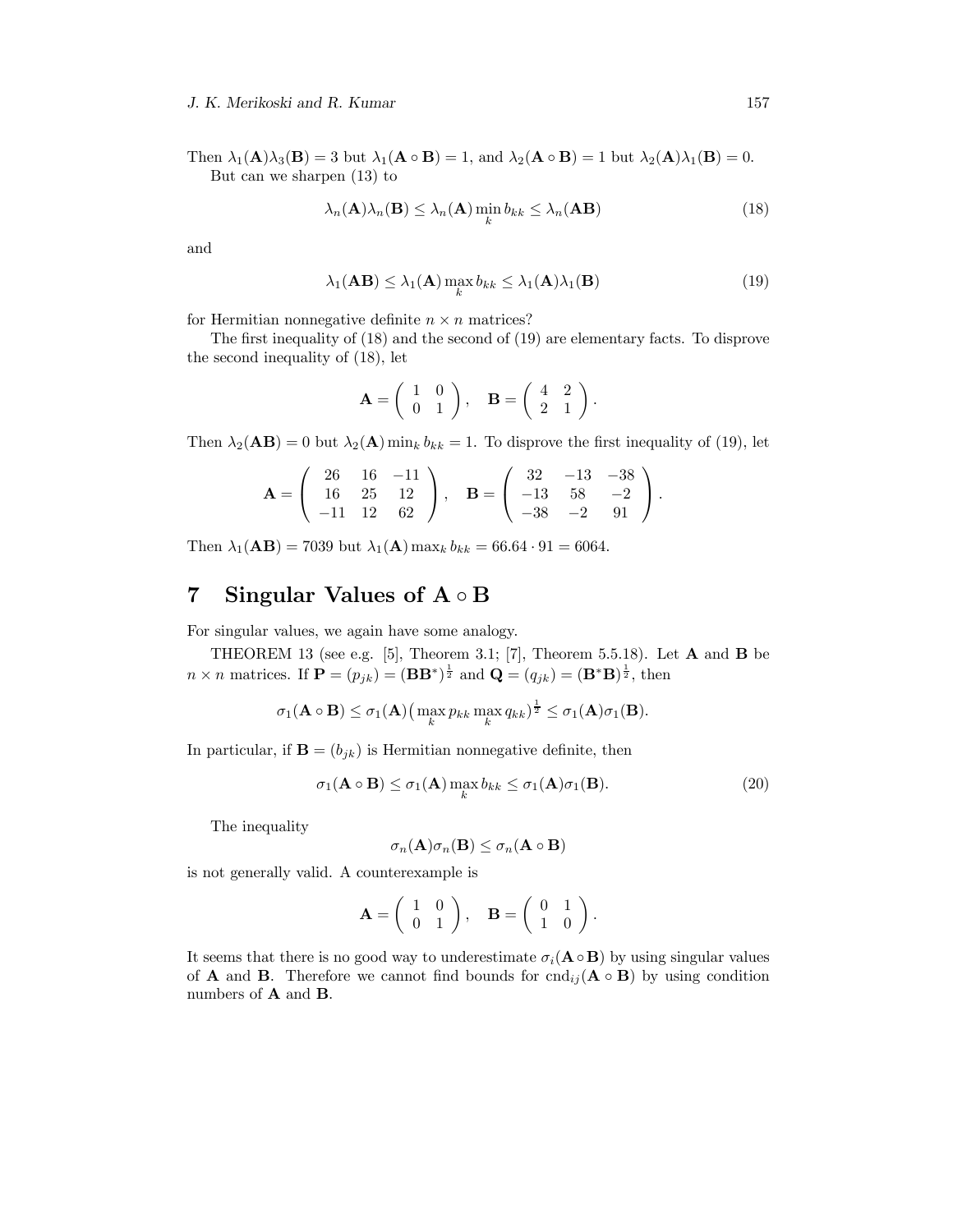Then $\lambda_1(\mathbf{A})\lambda_3(\mathbf{B}) = 3$ but $\lambda_1(\mathbf{A} \circ \mathbf{B}) = 1$, and $\lambda_2(\mathbf{A} \circ \mathbf{B}) = 1$ but $\lambda_2(\mathbf{A})\lambda_1(\mathbf{B}) = 0$.

But can we sharpen (13) to

$$\lambda_n(\mathbf{A})\lambda_n(\mathbf{B}) \leq \lambda_n(\mathbf{A}) \min_k b_{kk} \leq \lambda_n(\mathbf{AB}) \tag{18}$$

and

$$\lambda_1(\mathbf{AB}) \leq \lambda_1(\mathbf{A}) \max_k b_{kk} \leq \lambda_1(\mathbf{A})\lambda_1(\mathbf{B}) \tag{19}$$

for Hermitian nonnegative definite $n \times n$ matrices?

The first inequality of (18) and the second of (19) are elementary facts. To disprove the second inequality of (18), let

$$\mathbf{A} = \begin{pmatrix} 1 & 0 \\ 0 & 1 \end{pmatrix}, \quad \mathbf{B} = \begin{pmatrix} 4 & 2 \\ 2 & 1 \end{pmatrix}.$$

Then $\lambda_2(\mathbf{AB}) = 0$ but $\lambda_2(\mathbf{A}) \min_k b_{kk} = 1$. To disprove the first inequality of (19), let

$$\mathbf{A} = \begin{pmatrix} 26 & 16 & -11 \\ 16 & 25 & 12 \\ -11 & 12 & 62 \end{pmatrix}, \quad \mathbf{B} = \begin{pmatrix} 32 & -13 & -38 \\ -13 & 58 & -2 \\ -38 & -2 & 91 \end{pmatrix}.$$

Then $\lambda_1(\mathbf{AB}) = 7039$ but $\lambda_1(\mathbf{A}) \max_k b_{kk} = 66.64 \cdot 91 = 6064$.

## 7 Singular Values of $\mathbf{A} \circ \mathbf{B}$

For singular values, we again have some analogy.

THEOREM 13 (see e.g. [5], Theorem 3.1; [7], Theorem 5.5.18). Let $\mathbf{A}$ and $\mathbf{B}$ be $n \times n$ matrices. If $\mathbf{P} = (p_{jk}) = (\mathbf{BB}^*)^{\frac{1}{2}}$ and $\mathbf{Q} = (q_{jk}) = (\mathbf{B}^*\mathbf{B})^{\frac{1}{2}}$, then

$$\sigma_1(\mathbf{A} \circ \mathbf{B}) \leq \sigma_1(\mathbf{A})\big(\max_k p_{kk} \max_k q_{kk}\big)^{\frac{1}{2}} \leq \sigma_1(\mathbf{A})\sigma_1(\mathbf{B}).$$

In particular, if $\mathbf{B} = (b_{jk})$ is Hermitian nonnegative definite, then

$$\sigma_1(\mathbf{A} \circ \mathbf{B}) \leq \sigma_1(\mathbf{A}) \max_k b_{kk} \leq \sigma_1(\mathbf{A})\sigma_1(\mathbf{B}). \tag{20}$$

The inequality

$$\sigma_n(\mathbf{A})\sigma_n(\mathbf{B}) \leq \sigma_n(\mathbf{A} \circ \mathbf{B})$$

is not generally valid. A counterexample is

$$\mathbf{A} = \begin{pmatrix} 1 & 0 \\ 0 & 1 \end{pmatrix}, \quad \mathbf{B} = \begin{pmatrix} 0 & 1 \\ 1 & 0 \end{pmatrix}.$$

It seems that there is no good way to underestimate $\sigma_i(\mathbf{A} \circ \mathbf{B})$ by using singular values of $\mathbf{A}$ and $\mathbf{B}$. Therefore we cannot find bounds for $\text{cnd}_{ij}(\mathbf{A} \circ \mathbf{B})$ by using condition numbers of $\mathbf{A}$ and $\mathbf{B}$.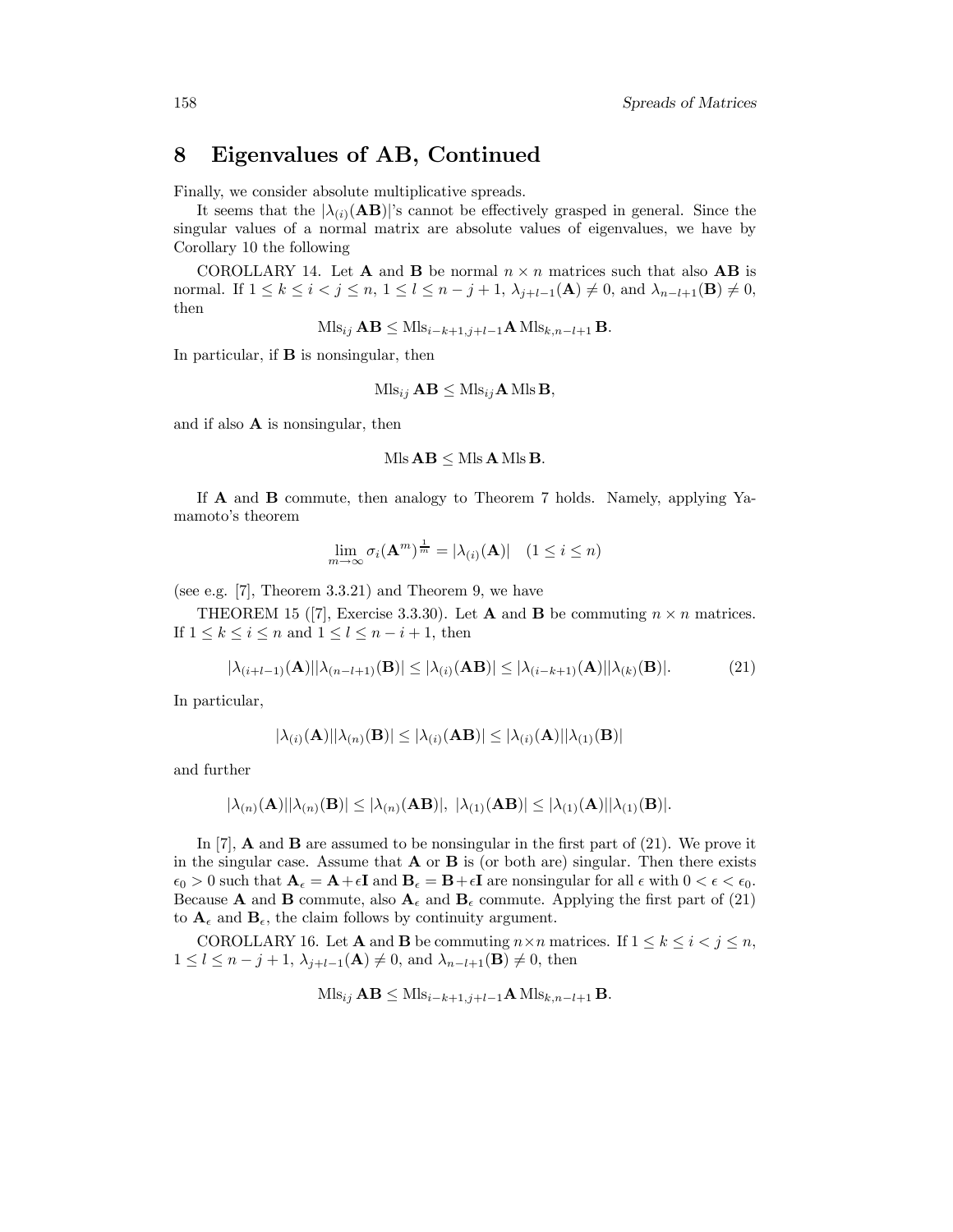# 8 Eigenvalues of AB, Continued

Finally, we consider absolute multiplicative spreads.

It seems that the $|\lambda_{(i)}(\mathbf{AB})|$'s cannot be effectively grasped in general. Since the singular values of a normal matrix are absolute values of eigenvalues, we have by Corollary 10 the following

COROLLARY 14. Let $\mathbf{A}$ and $\mathbf{B}$ be normal $n \times n$ matrices such that also $\mathbf{AB}$ is normal. If $1 \leq k \leq i < j \leq n$, $1 \leq l \leq n - j + 1$, $\lambda_{j+l-1}(\mathbf{A}) \neq 0$, and $\lambda_{n-l+1}(\mathbf{B}) \neq 0$, then

$$\mathrm{Mls}_{ij}\,\mathbf{AB} \leq \mathrm{Mls}_{i-k+1,j+l-1}\mathbf{A}\,\mathrm{Mls}_{k,n-l+1}\,\mathbf{B}.$$

In particular, if $\mathbf{B}$ is nonsingular, then

$$\mathrm{Mls}_{ij}\,\mathbf{AB} \leq \mathrm{Mls}_{ij}\mathbf{A}\,\mathrm{Mls}\,\mathbf{B},$$

and if also $\mathbf{A}$ is nonsingular, then

$$\mathrm{Mls}\,\mathbf{AB} \leq \mathrm{Mls}\,\mathbf{A}\,\mathrm{Mls}\,\mathbf{B}.$$

If $\mathbf{A}$ and $\mathbf{B}$ commute, then analogy to Theorem 7 holds. Namely, applying Yamamoto's theorem

$$\lim_{m\to\infty} \sigma_i(\mathbf{A}^m)^{\frac{1}{m}} = |\lambda_{(i)}(\mathbf{A})| \quad (1 \leq i \leq n)$$

(see e.g. [7], Theorem 3.3.21) and Theorem 9, we have

THEOREM 15 ([7], Exercise 3.3.30). Let $\mathbf{A}$ and $\mathbf{B}$ be commuting $n \times n$ matrices. If $1 \leq k \leq i \leq n$ and $1 \leq l \leq n - i + 1$, then

$$|\lambda_{(i+l-1)}(\mathbf{A})||\lambda_{(n-l+1)}(\mathbf{B})| \leq |\lambda_{(i)}(\mathbf{AB})| \leq |\lambda_{(i-k+1)}(\mathbf{A})||\lambda_{(k)}(\mathbf{B})|. \tag{21}$$

In particular,

$$|\lambda_{(i)}(\mathbf{A})||\lambda_{(n)}(\mathbf{B})| \leq |\lambda_{(i)}(\mathbf{AB})| \leq |\lambda_{(i)}(\mathbf{A})||\lambda_{(1)}(\mathbf{B})|$$

and further

$$|\lambda_{(n)}(\mathbf{A})||\lambda_{(n)}(\mathbf{B})| \leq |\lambda_{(n)}(\mathbf{AB})|,\ |\lambda_{(1)}(\mathbf{AB})| \leq |\lambda_{(1)}(\mathbf{A})||\lambda_{(1)}(\mathbf{B})|.$$

In [7], $\mathbf{A}$ and $\mathbf{B}$ are assumed to be nonsingular in the first part of (21). We prove it in the singular case. Assume that $\mathbf{A}$ or $\mathbf{B}$ is (or both are) singular. Then there exists $\epsilon_0 > 0$ such that $\mathbf{A}_\epsilon = \mathbf{A} + \epsilon\mathbf{I}$ and $\mathbf{B}_\epsilon = \mathbf{B} + \epsilon\mathbf{I}$ are nonsingular for all $\epsilon$ with $0 < \epsilon < \epsilon_0$. Because $\mathbf{A}$ and $\mathbf{B}$ commute, also $\mathbf{A}_\epsilon$ and $\mathbf{B}_\epsilon$ commute. Applying the first part of (21) to $\mathbf{A}_\epsilon$ and $\mathbf{B}_\epsilon$, the claim follows by continuity argument.

COROLLARY 16. Let $\mathbf{A}$ and $\mathbf{B}$ be commuting $n \times n$ matrices. If $1 \leq k \leq i < j \leq n$, $1 \leq l \leq n - j + 1$, $\lambda_{j+l-1}(\mathbf{A}) \neq 0$, and $\lambda_{n-l+1}(\mathbf{B}) \neq 0$, then

$$\mathrm{Mls}_{ij}\,\mathbf{AB} \leq \mathrm{Mls}_{i-k+1,j+l-1}\mathbf{A}\,\mathrm{Mls}_{k,n-l+1}\,\mathbf{B}.$$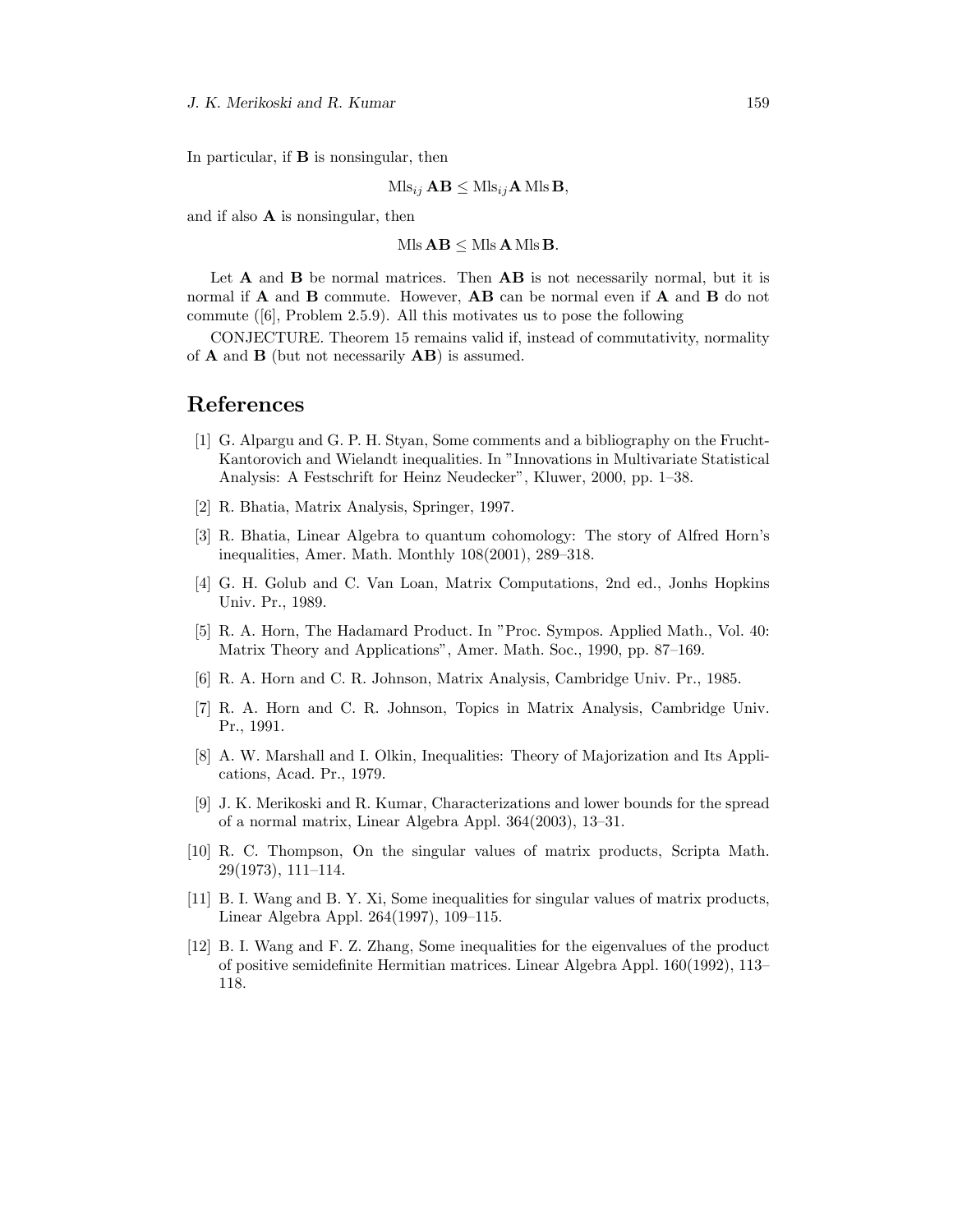In particular, if $\mathbf{B}$ is nonsingular, then

$$\mathrm{Mls}_{ij}\,\mathbf{AB} \le \mathrm{Mls}_{ij}\mathbf{A}\,\mathrm{Mls}\,\mathbf{B},$$

and if also $\mathbf{A}$ is nonsingular, then

$$\mathrm{Mls}\,\mathbf{AB} \le \mathrm{Mls}\,\mathbf{A}\,\mathrm{Mls}\,\mathbf{B}.$$

Let $\mathbf{A}$ and $\mathbf{B}$ be normal matrices. Then $\mathbf{AB}$ is not necessarily normal, but it is normal if $\mathbf{A}$ and $\mathbf{B}$ commute. However, $\mathbf{AB}$ can be normal even if $\mathbf{A}$ and $\mathbf{B}$ do not commute ([6], Problem 2.5.9). All this motivates us to pose the following

CONJECTURE. Theorem 15 remains valid if, instead of commutativity, normality of $\mathbf{A}$ and $\mathbf{B}$ (but not necessarily $\mathbf{AB}$) is assumed.

## References

[1] G. Alpargu and G. P. H. Styan, Some comments and a bibliography on the Frucht-Kantorovich and Wielandt inequalities. In "Innovations in Multivariate Statistical Analysis: A Festschrift for Heinz Neudecker", Kluwer, 2000, pp. 1–38.

[2] R. Bhatia, Matrix Analysis, Springer, 1997.

[3] R. Bhatia, Linear Algebra to quantum cohomology: The story of Alfred Horn's inequalities, Amer. Math. Monthly 108(2001), 289–318.

[4] G. H. Golub and C. Van Loan, Matrix Computations, 2nd ed., Jonhs Hopkins Univ. Pr., 1989.

[5] R. A. Horn, The Hadamard Product. In "Proc. Sympos. Applied Math., Vol. 40: Matrix Theory and Applications", Amer. Math. Soc., 1990, pp. 87–169.

[6] R. A. Horn and C. R. Johnson, Matrix Analysis, Cambridge Univ. Pr., 1985.

[7] R. A. Horn and C. R. Johnson, Topics in Matrix Analysis, Cambridge Univ. Pr., 1991.

[8] A. W. Marshall and I. Olkin, Inequalities: Theory of Majorization and Its Applications, Acad. Pr., 1979.

[9] J. K. Merikoski and R. Kumar, Characterizations and lower bounds for the spread of a normal matrix, Linear Algebra Appl. 364(2003), 13–31.

[10] R. C. Thompson, On the singular values of matrix products, Scripta Math. 29(1973), 111–114.

[11] B. I. Wang and B. Y. Xi, Some inequalities for singular values of matrix products, Linear Algebra Appl. 264(1997), 109–115.

[12] B. I. Wang and F. Z. Zhang, Some inequalities for the eigenvalues of the product of positive semidefinite Hermitian matrices. Linear Algebra Appl. 160(1992), 113–118.